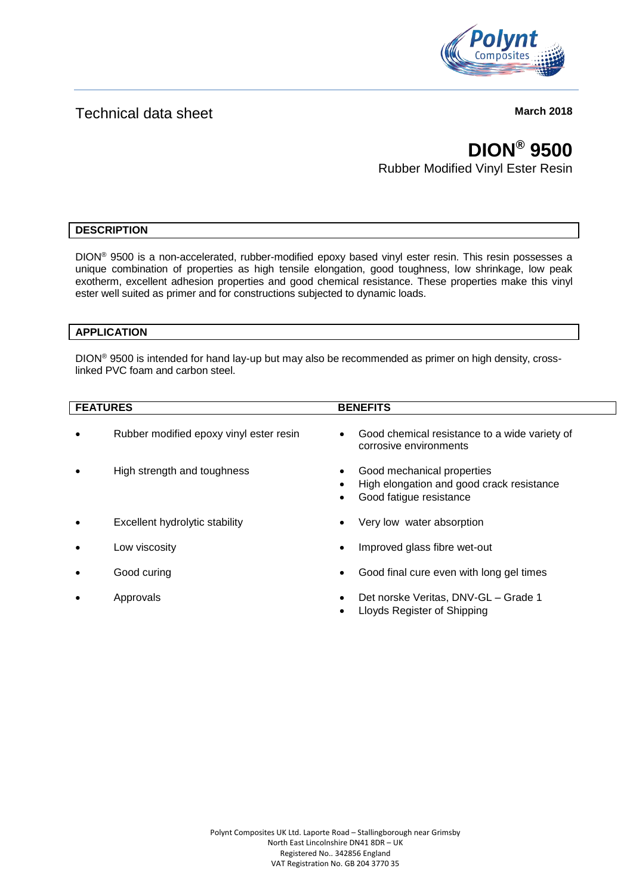Technical data sheet

**March 2018**

# DION® 9500

Rubber Modified Vinyl Ester Resin

## DESCRIPTION

DION® 9500 is a non-accelerated, rubber-modified epoxy based vinyl ester resin. This resin possesses a unique combination of properties as high tensile elongation, good toughness, low shrinkage, low peak exotherm, excellent adhesion properties and good chemical resistance. These properties make this vinyl ester well suited as primer and for constructions subjected to dynamic loads.

## APPLICATION

DION® 9500 is intended for hand lay-up but may also be recommended as primer on high density, cross-linked PVC foam and carbon steel.

| FEATURES | BENEFITS |
|---|---|
| • Rubber modified epoxy vinyl ester resin | • Good chemical resistance to a wide variety of corrosive environments |
| • High strength and toughness | • Good mechanical properties<br>• High elongation and good crack resistance<br>• Good fatigue resistance |
| • Excellent hydrolytic stability | • Very low water absorption |
| • Low viscosity | • Improved glass fibre wet-out |
| • Good curing | • Good final cure even with long gel times |
| • Approvals | • Det norske Veritas, DNV-GL – Grade 1<br>• Lloyds Register of Shipping |

Polynt Composites UK Ltd. Laporte Road – Stallingborough near Grimsby
North East Lincolnshire DN41 8DR – UK
Registered No.. 342856 England
VAT Registration No. GB 204 3770 35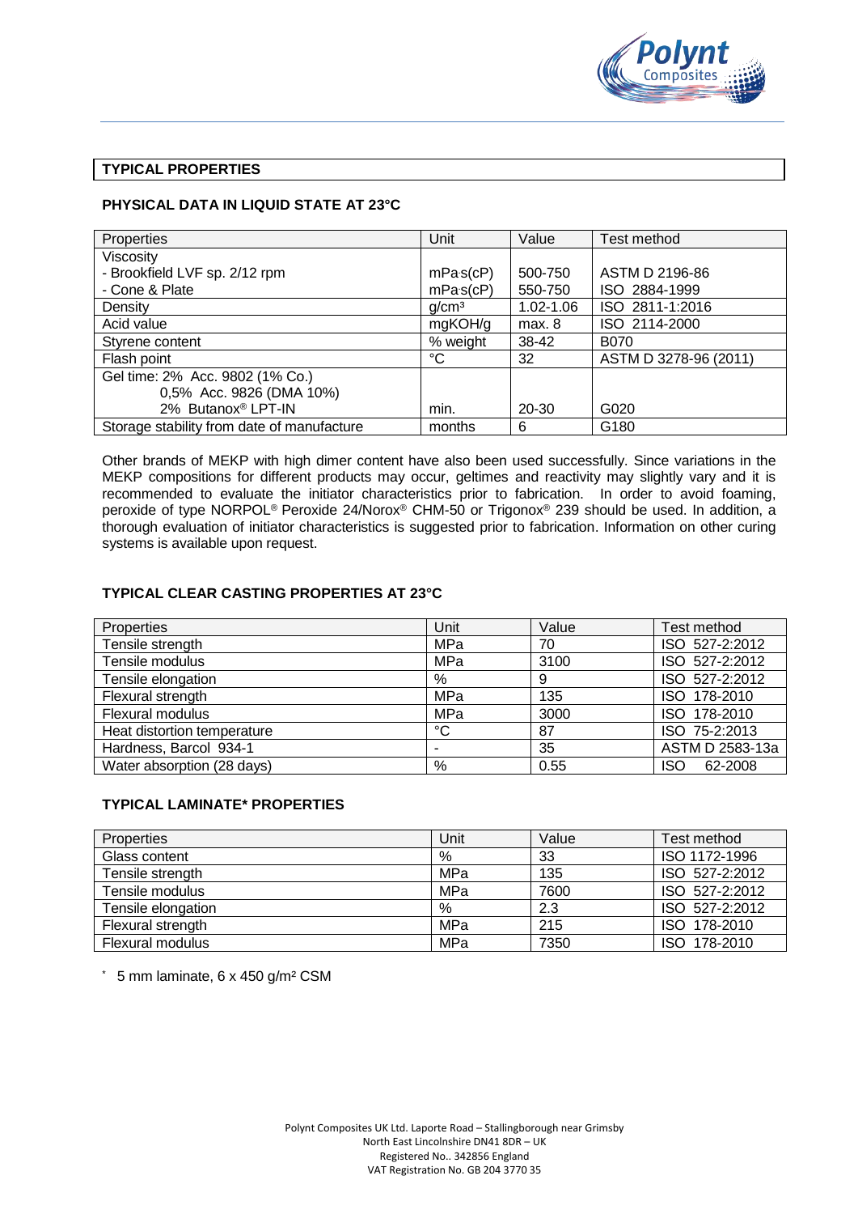## TYPICAL PROPERTIES

### PHYSICAL DATA IN LIQUID STATE AT 23°C

| Properties | Unit | Value | Test method |
|---|---|---|---|
| Viscosity<br>- Brookfield LVF sp. 2/12 rpm<br>- Cone & Plate | <br>mPa·s(cP)<br>mPa·s(cP) | <br>500-750<br>550-750 | <br>ASTM D 2196-86<br>ISO 2884-1999 |
| Density | g/cm³ | 1.02-1.06 | ISO 2811-1:2016 |
| Acid value | mgKOH/g | max. 8 | ISO 2114-2000 |
| Styrene content | % weight | 38-42 | B070 |
| Flash point | °C | 32 | ASTM D 3278-96 (2011) |
| Gel time: 2% Acc. 9802 (1% Co.)<br>0,5% Acc. 9826 (DMA 10%)<br>2% Butanox® LPT-IN | min. | 20-30 | G020 |
| Storage stability from date of manufacture | months | 6 | G180 |

Other brands of MEKP with high dimer content have also been used successfully. Since variations in the MEKP compositions for different products may occur, geltimes and reactivity may slightly vary and it is recommended to evaluate the initiator characteristics prior to fabrication. In order to avoid foaming, peroxide of type NORPOL® Peroxide 24/Norox® CHM-50 or Trigonox® 239 should be used. In addition, a thorough evaluation of initiator characteristics is suggested prior to fabrication. Information on other curing systems is available upon request.

### TYPICAL CLEAR CASTING PROPERTIES AT 23°C

| Properties | Unit | Value | Test method |
|---|---|---|---|
| Tensile strength | MPa | 70 | ISO 527-2:2012 |
| Tensile modulus | MPa | 3100 | ISO 527-2:2012 |
| Tensile elongation | % | 9 | ISO 527-2:2012 |
| Flexural strength | MPa | 135 | ISO 178-2010 |
| Flexural modulus | MPa | 3000 | ISO 178-2010 |
| Heat distortion temperature | °C | 87 | ISO 75-2:2013 |
| Hardness, Barcol 934-1 | - | 35 | ASTM D 2583-13a |
| Water absorption (28 days) | % | 0.55 | ISO 62-2008 |

### TYPICAL LAMINATE* PROPERTIES

| Properties | Unit | Value | Test method |
|---|---|---|---|
| Glass content | % | 33 | ISO 1172-1996 |
| Tensile strength | MPa | 135 | ISO 527-2:2012 |
| Tensile modulus | MPa | 7600 | ISO 527-2:2012 |
| Tensile elongation | % | 2.3 | ISO 527-2:2012 |
| Flexural strength | MPa | 215 | ISO 178-2010 |
| Flexural modulus | MPa | 7350 | ISO 178-2010 |

* 5 mm laminate, 6 x 450 g/m² CSM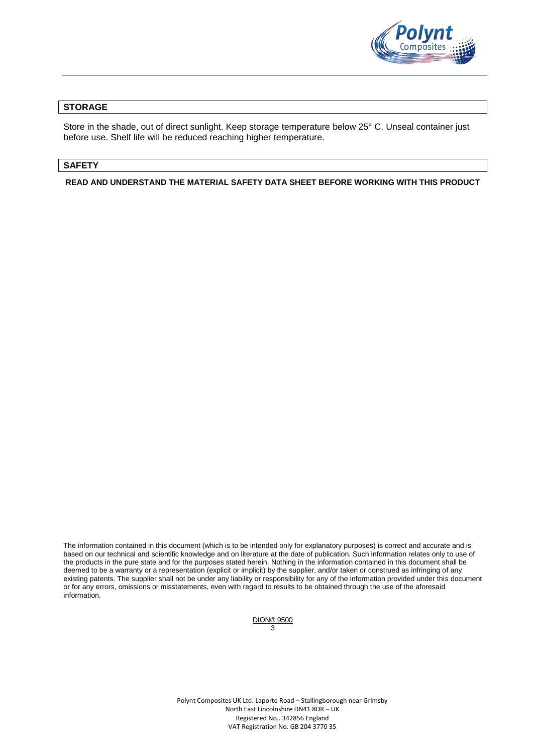## STORAGE

Store in the shade, out of direct sunlight. Keep storage temperature below 25° C. Unseal container just before use. Shelf life will be reduced reaching higher temperature.

## SAFETY

**READ AND UNDERSTAND THE MATERIAL SAFETY DATA SHEET BEFORE WORKING WITH THIS PRODUCT**

The information contained in this document (which is to be intended only for explanatory purposes) is correct and accurate and is based on our technical and scientific knowledge and on literature at the date of publication. Such information relates only to use of the products in the pure state and for the purposes stated herein. Nothing in the information contained in this document shall be deemed to be a warranty or a representation (explicit or implicit) by the supplier, and/or taken or construed as infringing of any existing patents. The supplier shall not be under any liability or responsibility for any of the information provided under this document or for any errors, omissions or misstatements, even with regard to results to be obtained through the use of the aforesaid information.

DION® 9500

Polynt Composites UK Ltd. Laporte Road – Stallingborough near Grimsby
North East Lincolnshire DN41 8DR – UK
Registered No.. 342856 England
VAT Registration No. GB 204 3770 35